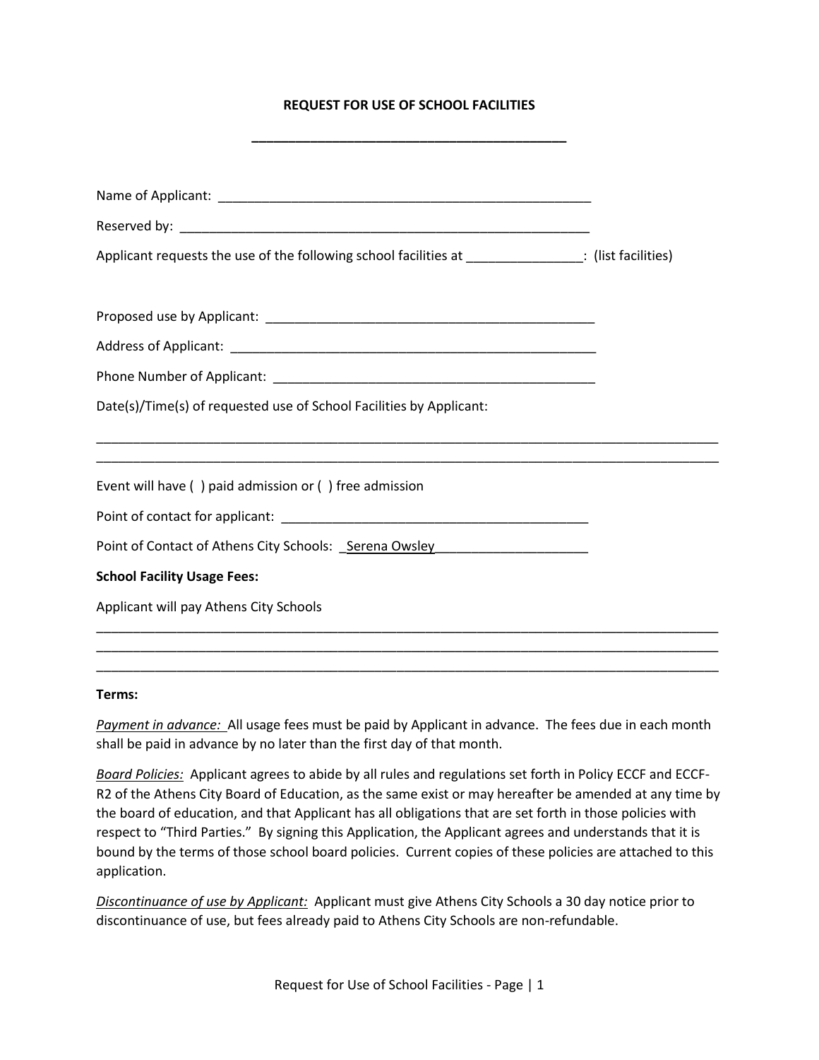**REQUEST FOR USE OF SCHOOL FACILITIES**

**____________________________________________**

Name of Applicant: ____________________________________________________

Reserved by: ________________________________________________________

Applicant requests the use of the following school facilities at ________________: (list facilities)

Proposed use by Applicant: _____________________________________________

Address of Applicant: _________________________________________________

Phone Number of Applicant: ____________________________________________

Date(s)/Time(s) of requested use of School Facilities by Applicant:

_____________________________________________________________________________________
_____________________________________________________________________________________

Event will have ( ) paid admission or ( ) free admission

Point of contact for applicant: __________________________________________

Point of Contact of Athens City Schools: _Serena Owsley_____________________

**School Facility Usage Fees:**

Applicant will pay Athens City Schools

_____________________________________________________________________________________
_____________________________________________________________________________________
_____________________________________________________________________________________

**Terms:**

*Payment in advance:* All usage fees must be paid by Applicant in advance. The fees due in each month shall be paid in advance by no later than the first day of that month.

*Board Policies:* Applicant agrees to abide by all rules and regulations set forth in Policy ECCF and ECCF-R2 of the Athens City Board of Education, as the same exist or may hereafter be amended at any time by the board of education, and that Applicant has all obligations that are set forth in those policies with respect to "Third Parties." By signing this Application, the Applicant agrees and understands that it is bound by the terms of those school board policies. Current copies of these policies are attached to this application.

*Discontinuance of use by Applicant:* Applicant must give Athens City Schools a 30 day notice prior to discontinuance of use, but fees already paid to Athens City Schools are non-refundable.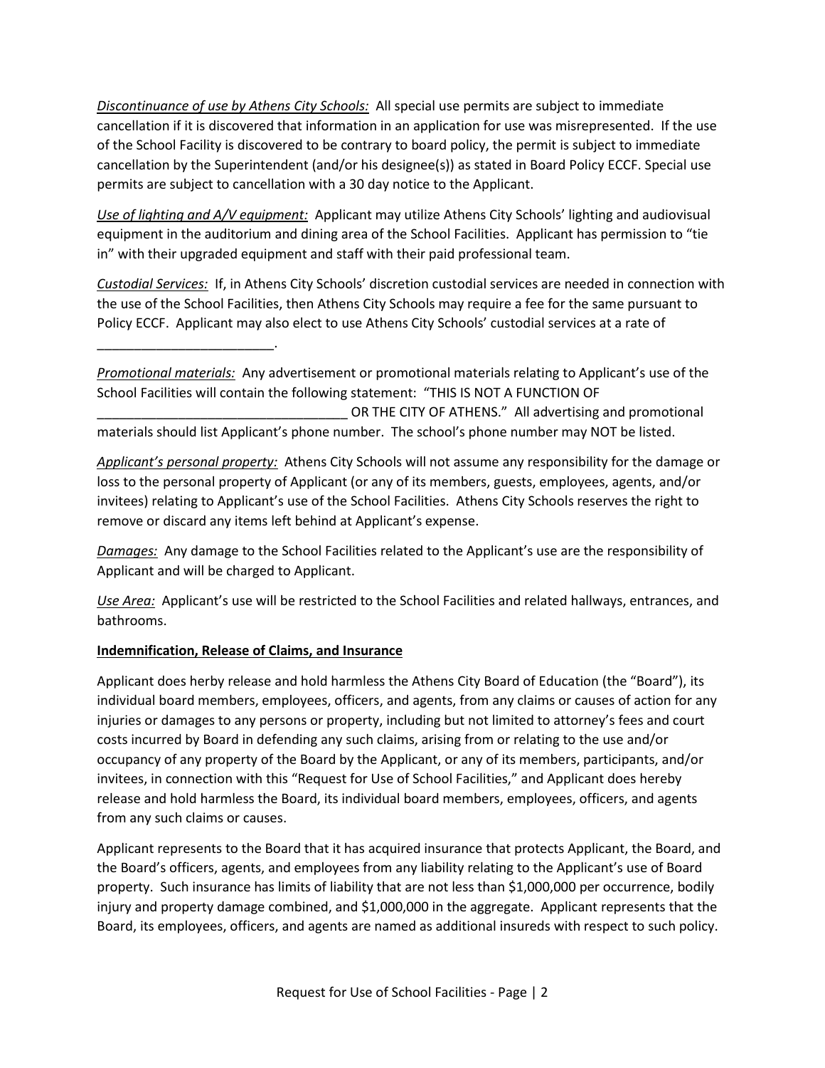*Discontinuance of use by Athens City Schools:* All special use permits are subject to immediate cancellation if it is discovered that information in an application for use was misrepresented. If the use of the School Facility is discovered to be contrary to board policy, the permit is subject to immediate cancellation by the Superintendent (and/or his designee(s)) as stated in Board Policy ECCF. Special use permits are subject to cancellation with a 30 day notice to the Applicant.

*Use of lighting and A/V equipment:* Applicant may utilize Athens City Schools' lighting and audiovisual equipment in the auditorium and dining area of the School Facilities. Applicant has permission to "tie in" with their upgraded equipment and staff with their paid professional team.

*Custodial Services:* If, in Athens City Schools' discretion custodial services are needed in connection with the use of the School Facilities, then Athens City Schools may require a fee for the same pursuant to Policy ECCF. Applicant may also elect to use Athens City Schools' custodial services at a rate of ________________________.

*Promotional materials:* Any advertisement or promotional materials relating to Applicant's use of the School Facilities will contain the following statement: "THIS IS NOT A FUNCTION OF __________________________________ OR THE CITY OF ATHENS." All advertising and promotional materials should list Applicant's phone number. The school's phone number may NOT be listed.

*Applicant's personal property:* Athens City Schools will not assume any responsibility for the damage or loss to the personal property of Applicant (or any of its members, guests, employees, agents, and/or invitees) relating to Applicant's use of the School Facilities. Athens City Schools reserves the right to remove or discard any items left behind at Applicant's expense.

*Damages:* Any damage to the School Facilities related to the Applicant's use are the responsibility of Applicant and will be charged to Applicant.

*Use Area:* Applicant's use will be restricted to the School Facilities and related hallways, entrances, and bathrooms.

**Indemnification, Release of Claims, and Insurance**

Applicant does herby release and hold harmless the Athens City Board of Education (the "Board"), its individual board members, employees, officers, and agents, from any claims or causes of action for any injuries or damages to any persons or property, including but not limited to attorney's fees and court costs incurred by Board in defending any such claims, arising from or relating to the use and/or occupancy of any property of the Board by the Applicant, or any of its members, participants, and/or invitees, in connection with this "Request for Use of School Facilities," and Applicant does hereby release and hold harmless the Board, its individual board members, employees, officers, and agents from any such claims or causes.

Applicant represents to the Board that it has acquired insurance that protects Applicant, the Board, and the Board's officers, agents, and employees from any liability relating to the Applicant's use of Board property. Such insurance has limits of liability that are not less than $1,000,000 per occurrence, bodily injury and property damage combined, and $1,000,000 in the aggregate. Applicant represents that the Board, its employees, officers, and agents are named as additional insureds with respect to such policy.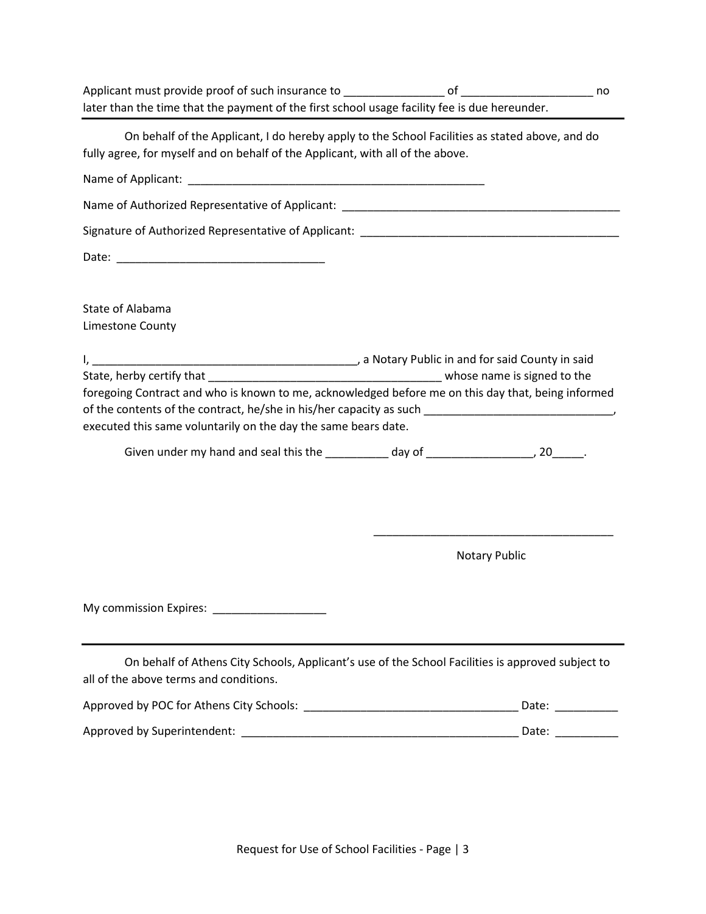Applicant must provide proof of such insurance to ________________ of _____________________ no later than the time that the payment of the first school usage facility fee is due hereunder.

---

On behalf of the Applicant, I do hereby apply to the School Facilities as stated above, and do fully agree, for myself and on behalf of the Applicant, with all of the above.

Name of Applicant: _________________________________________________

Name of Authorized Representative of Applicant: ____________________________________________

Signature of Authorized Representative of Applicant: _________________________________________

Date: _________________________________

State of Alabama
Limestone County

I, __________________________________________, a Notary Public in and for said County in said State, herby certify that _____________________________________ whose name is signed to the foregoing Contract and who is known to me, acknowledged before me on this day that, being informed of the contents of the contract, he/she in his/her capacity as such ______________________________, executed this same voluntarily on the day the same bears date.

Given under my hand and seal this the __________ day of _________________, 20_____.

_______________________________________
Notary Public

My commission Expires: __________________

---

On behalf of Athens City Schools, Applicant's use of the School Facilities is approved subject to all of the above terms and conditions.

Approved by POC for Athens City Schools: __________________________________ Date: __________

Approved by Superintendent: ____________________________________________ Date: __________